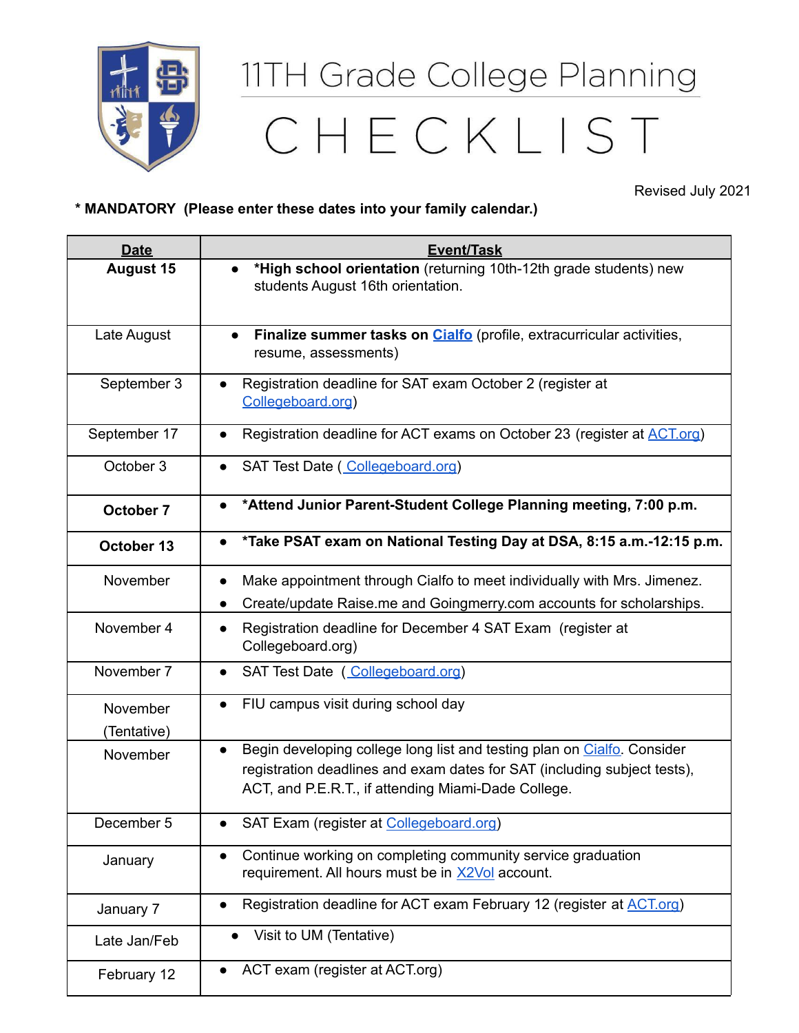# 11TH Grade College Planning

# CHECKLIST

Revised July 2021

**\* MANDATORY (Please enter these dates into your family calendar.)**

| Date | Event/Task |
| --- | --- |
| **August 15** | • **\*High school orientation** (returning 10th-12th grade students) new students August 16th orientation. |
| Late August | • **Finalize summer tasks on Cialfo** (profile, extracurricular activities, resume, assessments) |
| September 3 | • Registration deadline for SAT exam October 2 (register at Collegeboard.org) |
| September 17 | • Registration deadline for ACT exams on October 23 (register at ACT.org) |
| October 3 | • SAT Test Date ( Collegeboard.org) |
| **October 7** | • **\*Attend Junior Parent-Student College Planning meeting, 7:00 p.m.** |
| **October 13** | • **\*Take PSAT exam on National Testing Day at DSA, 8:15 a.m.-12:15 p.m.** |
| November | • Make appointment through Cialfo to meet individually with Mrs. Jimenez.<br>• Create/update Raise.me and Goingmerry.com accounts for scholarships. |
| November 4 | • Registration deadline for December 4 SAT Exam (register at Collegeboard.org) |
| November 7 | • SAT Test Date ( Collegeboard.org) |
| November (Tentative) | • FIU campus visit during school day |
| November | • Begin developing college long list and testing plan on Cialfo. Consider registration deadlines and exam dates for SAT (including subject tests), ACT, and P.E.R.T., if attending Miami-Dade College. |
| December 5 | • SAT Exam (register at Collegeboard.org) |
| January | • Continue working on completing community service graduation requirement. All hours must be in X2Vol account. |
| January 7 | • Registration deadline for ACT exam February 12 (register at ACT.org) |
| Late Jan/Feb | • Visit to UM (Tentative) |
| February 12 | • ACT exam (register at ACT.org) |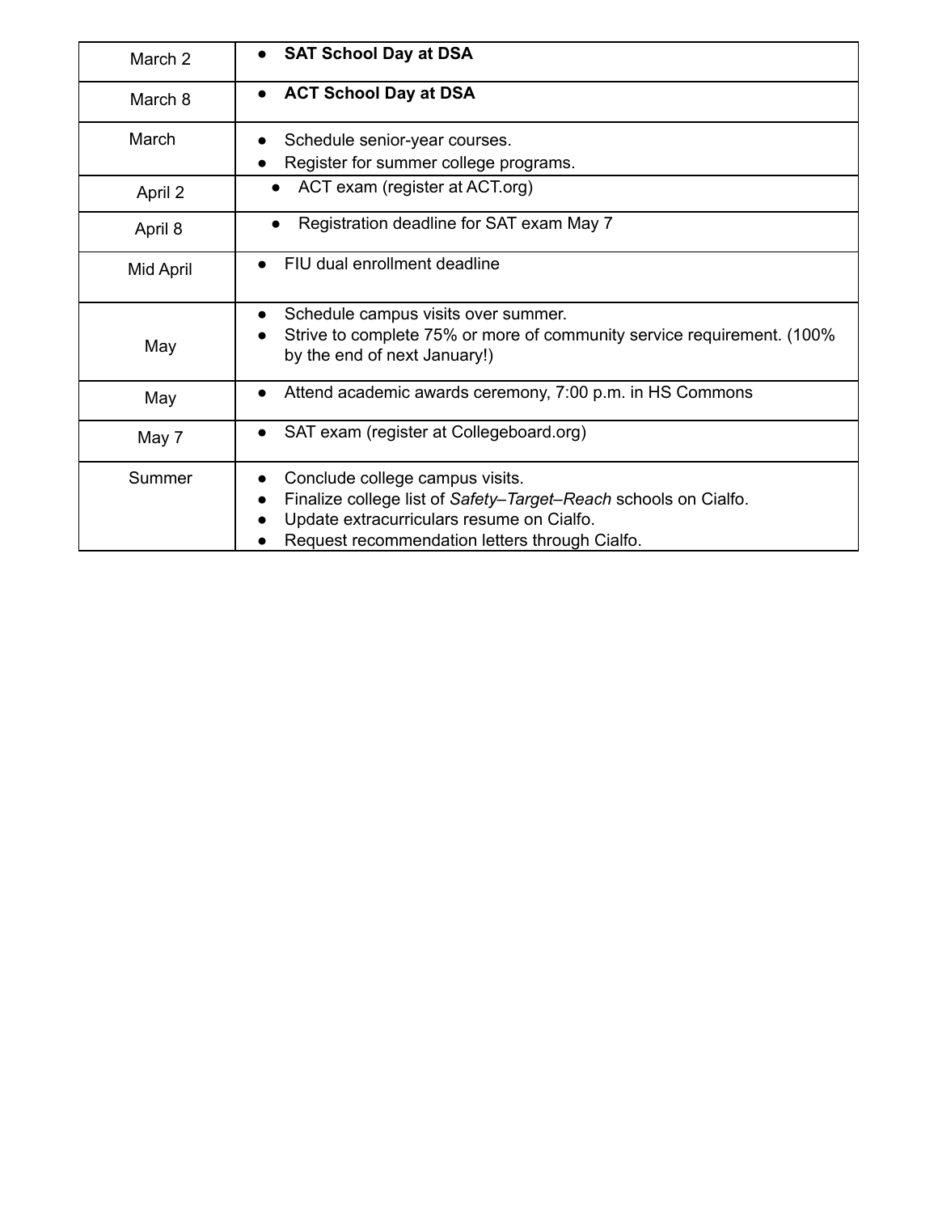| | |
|---|---|
| March 2 | • **SAT School Day at DSA** |
| March 8 | • **ACT School Day at DSA** |
| March | • Schedule senior-year courses.<br>• Register for summer college programs. |
| April 2 | • ACT exam (register at ACT.org) |
| April 8 | • Registration deadline for SAT exam May 7 |
| Mid April | • FIU dual enrollment deadline |
| May | • Schedule campus visits over summer.<br>• Strive to complete 75% or more of community service requirement. (100% by the end of next January!) |
| May | • Attend academic awards ceremony, 7:00 p.m. in HS Commons |
| May 7 | • SAT exam (register at Collegeboard.org) |
| Summer | • Conclude college campus visits.<br>• Finalize college list of *Safety–Target–Reach* schools on Cialfo.<br>• Update extracurriculars resume on Cialfo.<br>• Request recommendation letters through Cialfo. |